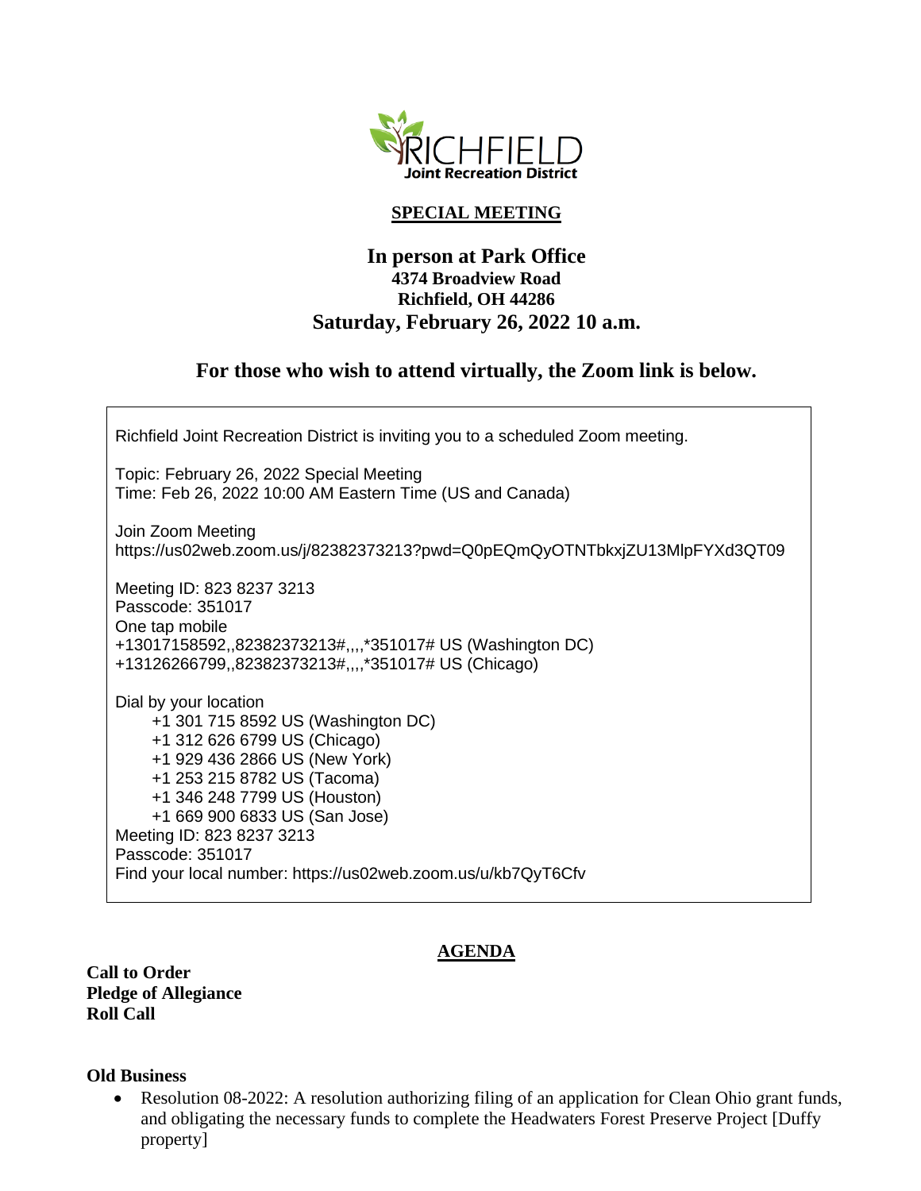RICHFIELD
Joint Recreation District

## SPECIAL MEETING

### In person at Park Office
**4374 Broadview Road**
**Richfield, OH 44286**
**Saturday, February 26, 2022 10 a.m.**

### For those who wish to attend virtually, the Zoom link is below.

Richfield Joint Recreation District is inviting you to a scheduled Zoom meeting.

Topic: February 26, 2022 Special Meeting
Time: Feb 26, 2022 10:00 AM Eastern Time (US and Canada)

Join Zoom Meeting
https://us02web.zoom.us/j/82382373213?pwd=Q0pEQmQyOTNTbkxjZU13MlpFYXd3QT09

Meeting ID: 823 8237 3213
Passcode: 351017
One tap mobile
+13017158592,,82382373213#,,,,*351017# US (Washington DC)
+13126266799,,82382373213#,,,,*351017# US (Chicago)

Dial by your location
+1 301 715 8592 US (Washington DC)
+1 312 626 6799 US (Chicago)
+1 929 436 2866 US (New York)
+1 253 215 8782 US (Tacoma)
+1 346 248 7799 US (Houston)
+1 669 900 6833 US (San Jose)
Meeting ID: 823 8237 3213
Passcode: 351017
Find your local number: https://us02web.zoom.us/u/kb7QyT6Cfv

## AGENDA

**Call to Order**
**Pledge of Allegiance**
**Roll Call**

**Old Business**

- Resolution 08-2022: A resolution authorizing filing of an application for Clean Ohio grant funds, and obligating the necessary funds to complete the Headwaters Forest Preserve Project [Duffy property]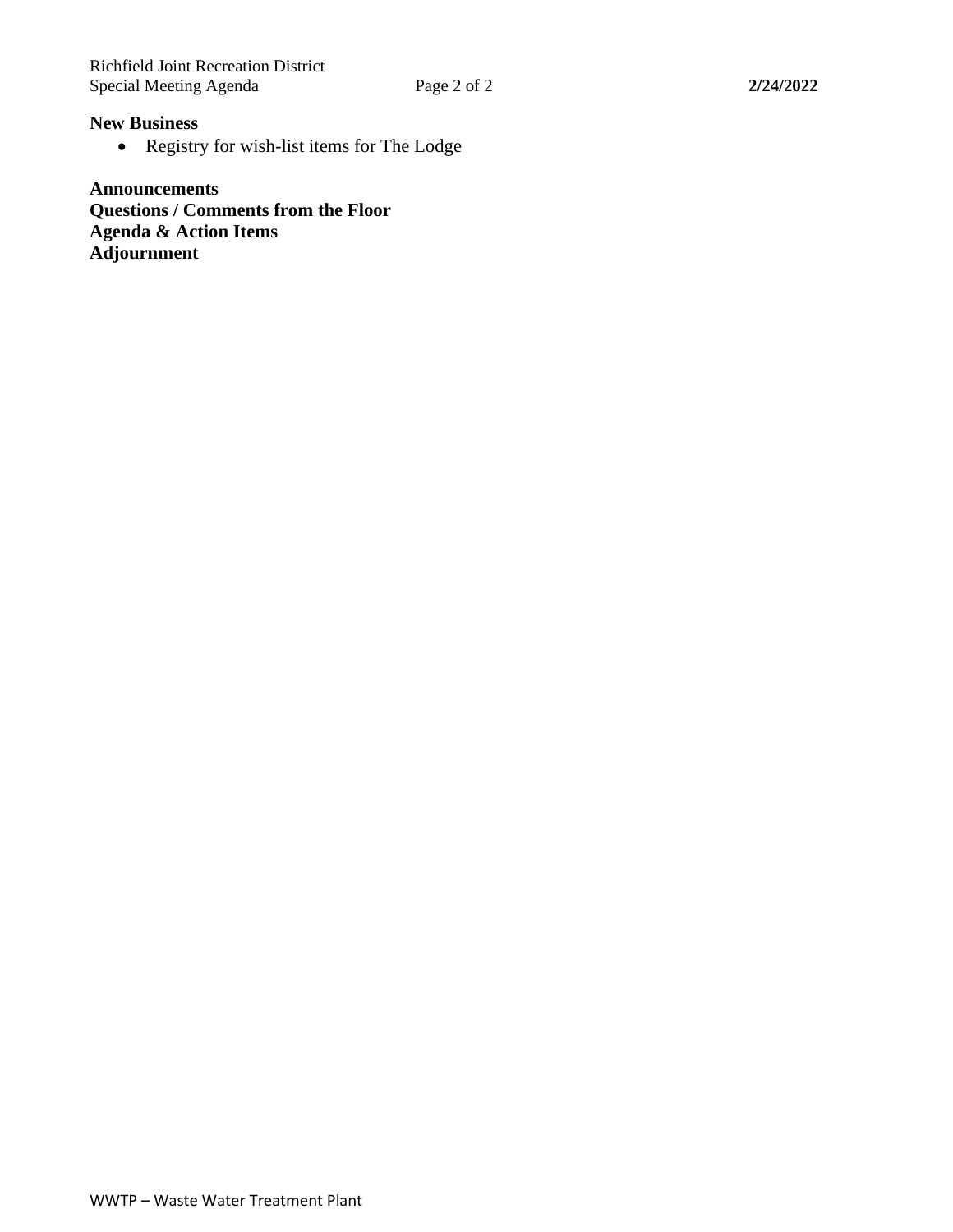**New Business**

- Registry for wish-list items for The Lodge

**Announcements**
**Questions / Comments from the Floor**
**Agenda & Action Items**
**Adjournment**

WWTP – Waste Water Treatment Plant